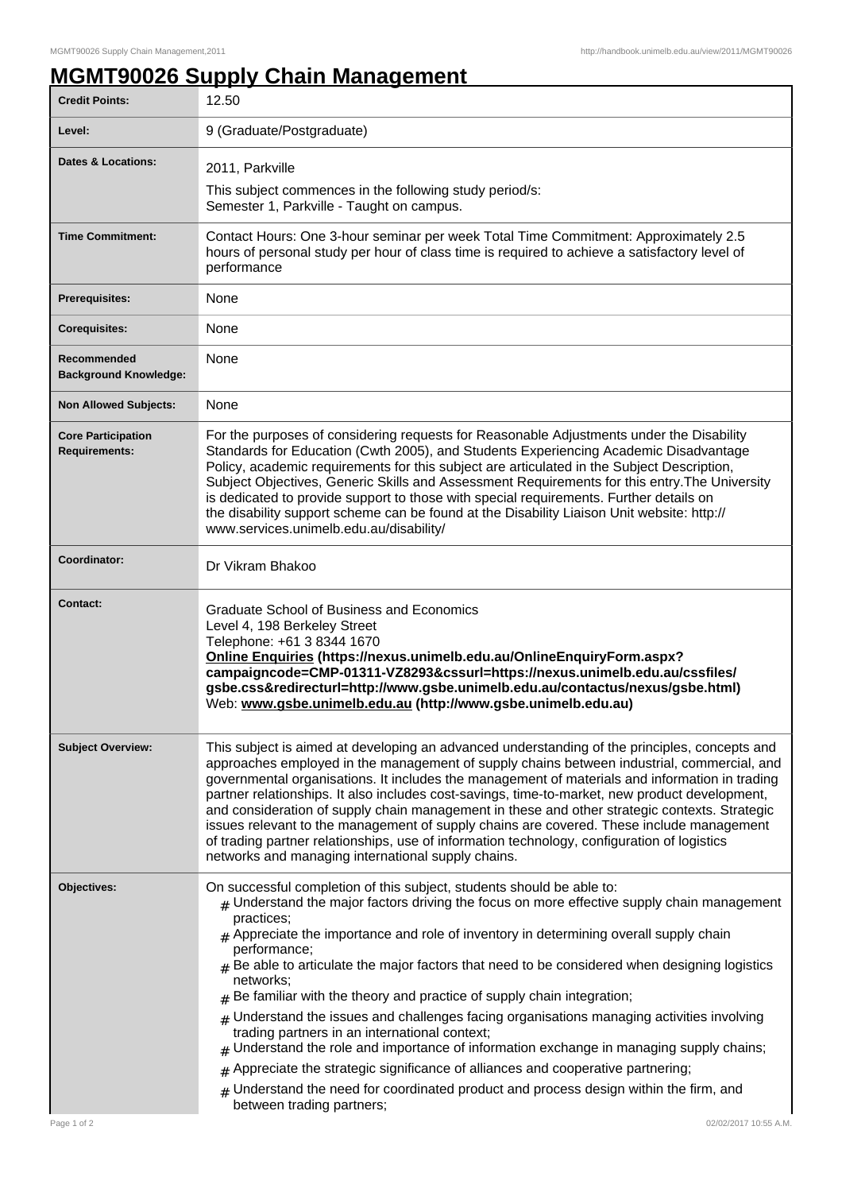# MGMT90026 Supply Chain Management

| | |
|---|---|
| **Credit Points:** | 12.50 |
| **Level:** | 9 (Graduate/Postgraduate) |
| **Dates & Locations:** | 2011, Parkville<br>This subject commences in the following study period/s:<br>Semester 1, Parkville - Taught on campus. |
| **Time Commitment:** | Contact Hours: One 3-hour seminar per week Total Time Commitment: Approximately 2.5 hours of personal study per hour of class time is required to achieve a satisfactory level of performance |
| **Prerequisites:** | None |
| **Corequisites:** | None |
| **Recommended Background Knowledge:** | None |
| **Non Allowed Subjects:** | None |
| **Core Participation Requirements:** | For the purposes of considering requests for Reasonable Adjustments under the Disability Standards for Education (Cwth 2005), and Students Experiencing Academic Disadvantage Policy, academic requirements for this subject are articulated in the Subject Description, Subject Objectives, Generic Skills and Assessment Requirements for this entry.The University is dedicated to provide support to those with special requirements. Further details on the disability support scheme can be found at the Disability Liaison Unit website: http://www.services.unimelb.edu.au/disability/ |
| **Coordinator:** | Dr Vikram Bhakoo |
| **Contact:** | Graduate School of Business and Economics<br>Level 4, 198 Berkeley Street<br>Telephone: +61 3 8344 1670<br>**Online Enquiries (https://nexus.unimelb.edu.au/OnlineEnquiryForm.aspx?campaigncode=CMP-01311-VZ8293&cssurl=https://nexus.unimelb.edu.au/cssfiles/gsbe.css&redirecturl=http://www.gsbe.unimelb.edu.au/contactus/nexus/gsbe.html)**<br>Web: **www.gsbe.unimelb.edu.au (http://www.gsbe.unimelb.edu.au)** |
| **Subject Overview:** | This subject is aimed at developing an advanced understanding of the principles, concepts and approaches employed in the management of supply chains between industrial, commercial, and governmental organisations. It includes the management of materials and information in trading partner relationships. It also includes cost-savings, time-to-market, new product development, and consideration of supply chain management in these and other strategic contexts. Strategic issues relevant to the management of supply chains are covered. These include management of trading partner relationships, use of information technology, configuration of logistics networks and managing international supply chains. |
| **Objectives:** | On successful completion of this subject, students should be able to:<br># Understand the major factors driving the focus on more effective supply chain management practices;<br># Appreciate the importance and role of inventory in determining overall supply chain performance;<br># Be able to articulate the major factors that need to be considered when designing logistics networks;<br># Be familiar with the theory and practice of supply chain integration;<br># Understand the issues and challenges facing organisations managing activities involving trading partners in an international context;<br># Understand the role and importance of information exchange in managing supply chains;<br># Appreciate the strategic significance of alliances and cooperative partnering;<br># Understand the need for coordinated product and process design within the firm, and between trading partners; |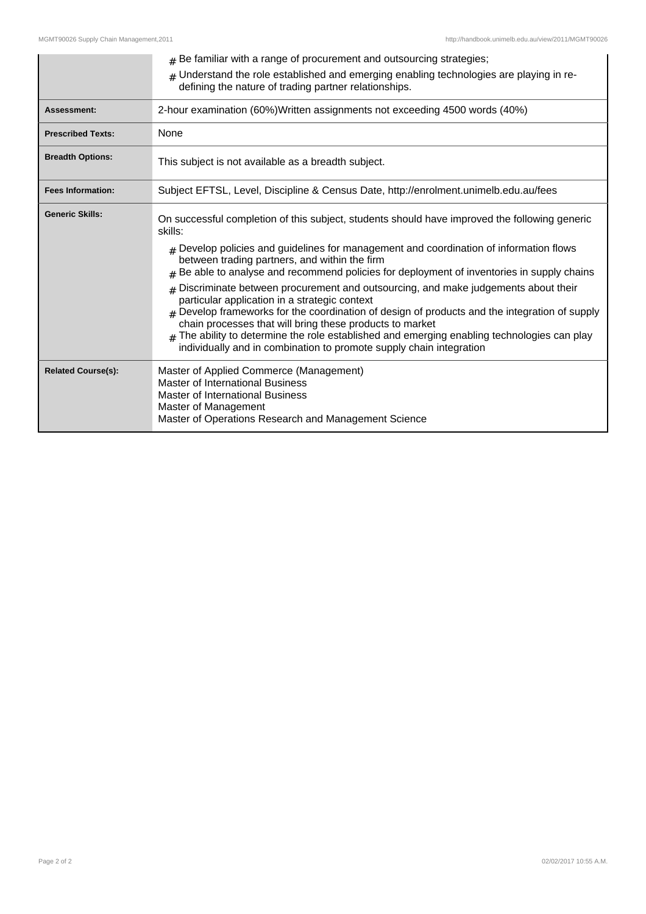| | |
|---|---|
| | # Be familiar with a range of procurement and outsourcing strategies;<br># Understand the role established and emerging enabling technologies are playing in re-defining the nature of trading partner relationships. |
| **Assessment:** | 2-hour examination (60%)Written assignments not exceeding 4500 words (40%) |
| **Prescribed Texts:** | None |
| **Breadth Options:** | This subject is not available as a breadth subject. |
| **Fees Information:** | Subject EFTSL, Level, Discipline & Census Date, http://enrolment.unimelb.edu.au/fees |
| **Generic Skills:** | On successful completion of this subject, students should have improved the following generic skills:<br># Develop policies and guidelines for management and coordination of information flows between trading partners, and within the firm<br># Be able to analyse and recommend policies for deployment of inventories in supply chains<br># Discriminate between procurement and outsourcing, and make judgements about their particular application in a strategic context<br># Develop frameworks for the coordination of design of products and the integration of supply chain processes that will bring these products to market<br># The ability to determine the role established and emerging enabling technologies can play individually and in combination to promote supply chain integration |
| **Related Course(s):** | Master of Applied Commerce (Management)<br>Master of International Business<br>Master of International Business<br>Master of Management<br>Master of Operations Research and Management Science |